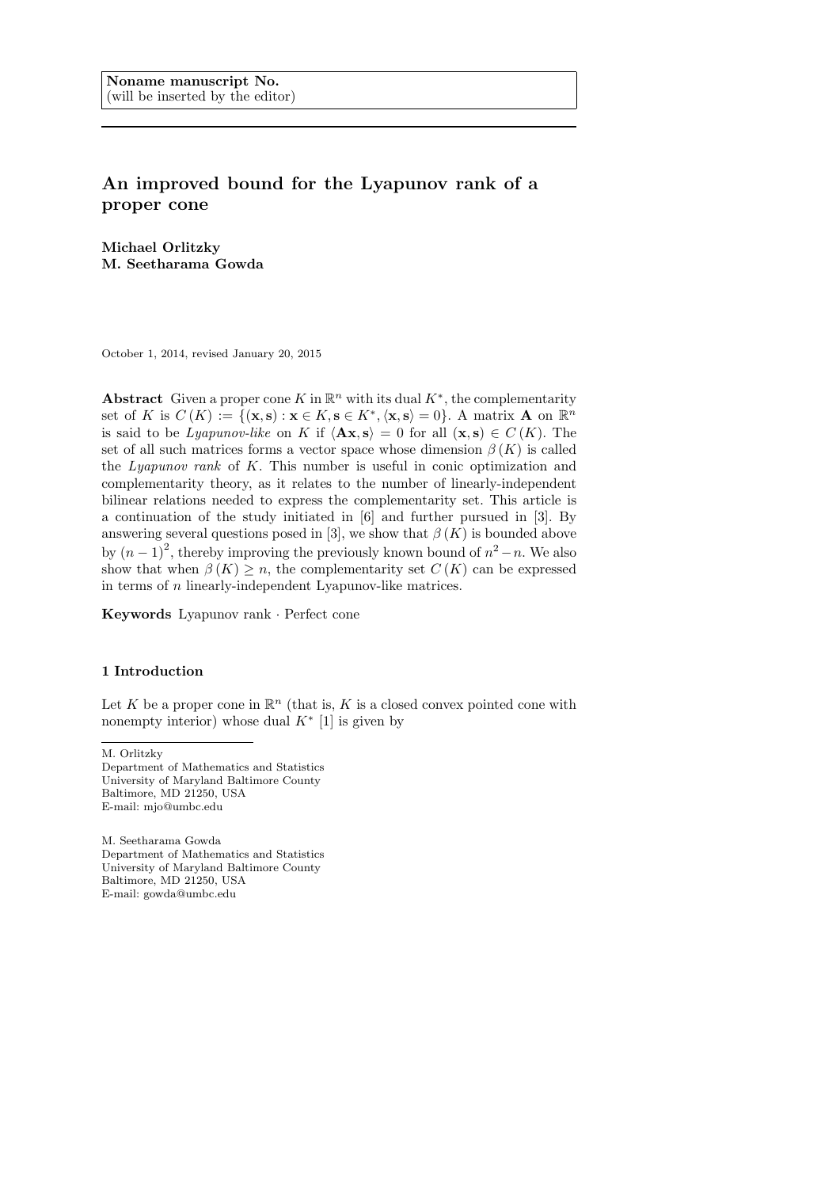**Noname manuscript No.**
(will be inserted by the editor)

# An improved bound for the Lyapunov rank of a proper cone

**Michael Orlitzky**
**M. Seetharama Gowda**

October 1, 2014, revised January 20, 2015

**Abstract** Given a proper cone $K$ in $\mathbb{R}^n$ with its dual $K^*$, the complementarity set of $K$ is $C(K) := \{(\mathbf{x}, \mathbf{s}) : \mathbf{x} \in K, \mathbf{s} \in K^*, \langle \mathbf{x}, \mathbf{s} \rangle = 0\}$. A matrix $\mathbf{A}$ on $\mathbb{R}^n$ is said to be *Lyapunov-like* on $K$ if $\langle \mathbf{A}\mathbf{x}, \mathbf{s} \rangle = 0$ for all $(\mathbf{x}, \mathbf{s}) \in C(K)$. The set of all such matrices forms a vector space whose dimension $\beta(K)$ is called the *Lyapunov rank* of $K$. This number is useful in conic optimization and complementarity theory, as it relates to the number of linearly-independent bilinear relations needed to express the complementarity set. This article is a continuation of the study initiated in [6] and further pursued in [3]. By answering several questions posed in [3], we show that $\beta(K)$ is bounded above by $(n-1)^2$, thereby improving the previously known bound of $n^2 - n$. We also show that when $\beta(K) \geq n$, the complementarity set $C(K)$ can be expressed in terms of $n$ linearly-independent Lyapunov-like matrices.

**Keywords** Lyapunov rank · Perfect cone

## 1 Introduction

Let $K$ be a proper cone in $\mathbb{R}^n$ (that is, $K$ is a closed convex pointed cone with nonempty interior) whose dual $K^*$ [1] is given by

---

M. Orlitzky
Department of Mathematics and Statistics
University of Maryland Baltimore County
Baltimore, MD 21250, USA
E-mail: mjo@umbc.edu

M. Seetharama Gowda
Department of Mathematics and Statistics
University of Maryland Baltimore County
Baltimore, MD 21250, USA
E-mail: gowda@umbc.edu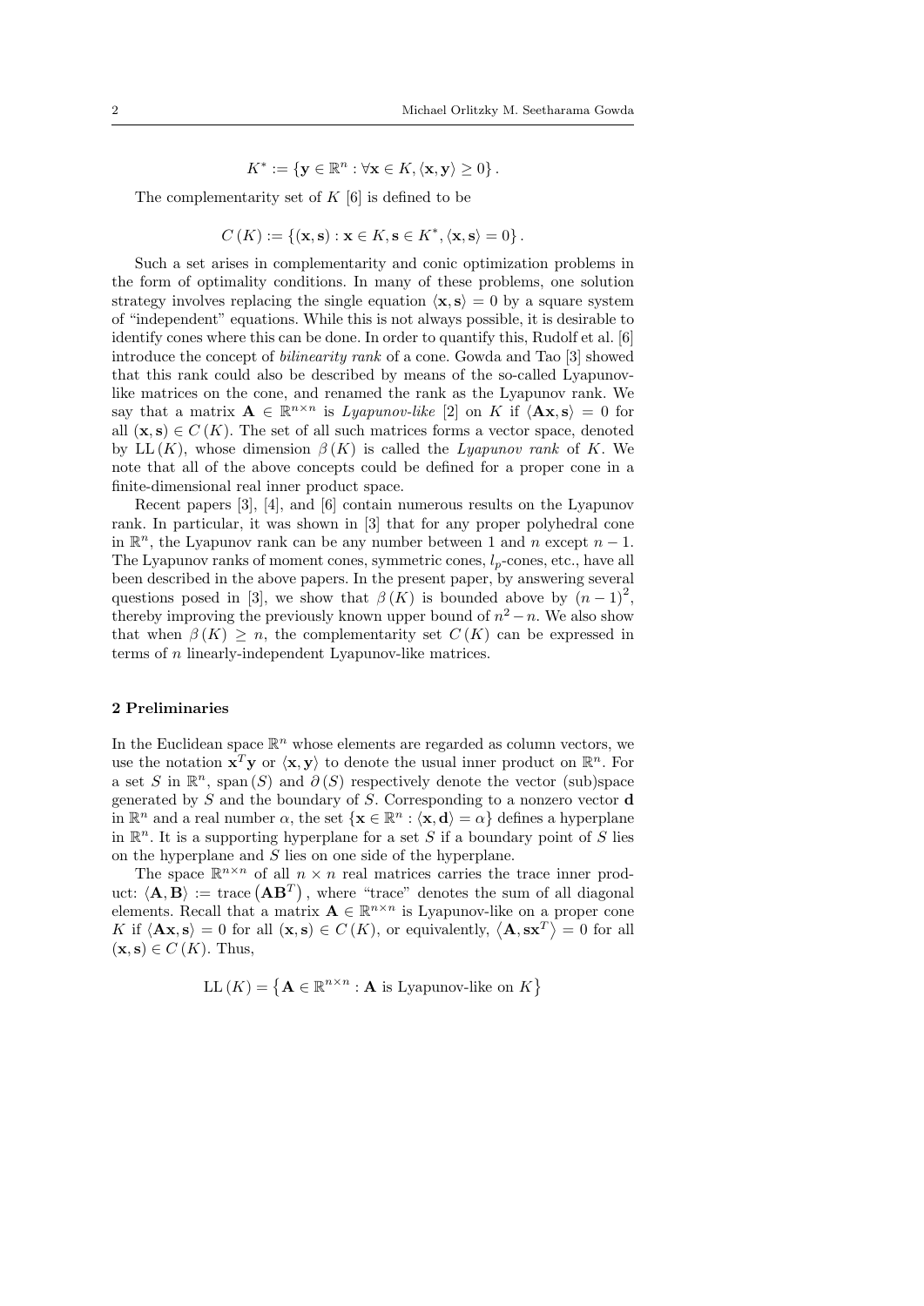$$K^* := \{\mathbf{y} \in \mathbb{R}^n : \forall \mathbf{x} \in K, \langle \mathbf{x}, \mathbf{y} \rangle \geq 0\}.$$

The complementarity set of $K$ [6] is defined to be

$$C(K) := \{(\mathbf{x}, \mathbf{s}) : \mathbf{x} \in K, \mathbf{s} \in K^*, \langle \mathbf{x}, \mathbf{s} \rangle = 0\}.$$

Such a set arises in complementarity and conic optimization problems in the form of optimality conditions. In many of these problems, one solution strategy involves replacing the single equation $\langle \mathbf{x}, \mathbf{s} \rangle = 0$ by a square system of "independent" equations. While this is not always possible, it is desirable to identify cones where this can be done. In order to quantify this, Rudolf et al. [6] introduce the concept of *bilinearity rank* of a cone. Gowda and Tao [3] showed that this rank could also be described by means of the so-called Lyapunov-like matrices on the cone, and renamed the rank as the Lyapunov rank. We say that a matrix $\mathbf{A} \in \mathbb{R}^{n \times n}$ is *Lyapunov-like* [2] on $K$ if $\langle \mathbf{A}\mathbf{x}, \mathbf{s} \rangle = 0$ for all $(\mathbf{x}, \mathbf{s}) \in C(K)$. The set of all such matrices forms a vector space, denoted by $\operatorname{LL}(K)$, whose dimension $\beta(K)$ is called the *Lyapunov rank* of $K$. We note that all of the above concepts could be defined for a proper cone in a finite-dimensional real inner product space.

Recent papers [3], [4], and [6] contain numerous results on the Lyapunov rank. In particular, it was shown in [3] that for any proper polyhedral cone in $\mathbb{R}^n$, the Lyapunov rank can be any number between 1 and $n$ except $n - 1$. The Lyapunov ranks of moment cones, symmetric cones, $l_p$-cones, etc., have all been described in the above papers. In the present paper, by answering several questions posed in [3], we show that $\beta(K)$ is bounded above by $(n-1)^2$, thereby improving the previously known upper bound of $n^2 - n$. We also show that when $\beta(K) \geq n$, the complementarity set $C(K)$ can be expressed in terms of $n$ linearly-independent Lyapunov-like matrices.

## 2 Preliminaries

In the Euclidean space $\mathbb{R}^n$ whose elements are regarded as column vectors, we use the notation $\mathbf{x}^T\mathbf{y}$ or $\langle \mathbf{x}, \mathbf{y} \rangle$ to denote the usual inner product on $\mathbb{R}^n$. For a set $S$ in $\mathbb{R}^n$, $\operatorname{span}(S)$ and $\partial(S)$ respectively denote the vector (sub)space generated by $S$ and the boundary of $S$. Corresponding to a nonzero vector $\mathbf{d}$ in $\mathbb{R}^n$ and a real number $\alpha$, the set $\{\mathbf{x} \in \mathbb{R}^n : \langle \mathbf{x}, \mathbf{d} \rangle = \alpha\}$ defines a hyperplane in $\mathbb{R}^n$. It is a supporting hyperplane for a set $S$ if a boundary point of $S$ lies on the hyperplane and $S$ lies on one side of the hyperplane.

The space $\mathbb{R}^{n \times n}$ of all $n \times n$ real matrices carries the trace inner product: $\langle \mathbf{A}, \mathbf{B} \rangle := \operatorname{trace}\left(\mathbf{A}\mathbf{B}^T\right)$, where "trace" denotes the sum of all diagonal elements. Recall that a matrix $\mathbf{A} \in \mathbb{R}^{n \times n}$ is Lyapunov-like on a proper cone $K$ if $\langle \mathbf{A}\mathbf{x}, \mathbf{s} \rangle = 0$ for all $(\mathbf{x}, \mathbf{s}) \in C(K)$, or equivalently, $\langle \mathbf{A}, \mathbf{s}\mathbf{x}^T \rangle = 0$ for all $(\mathbf{x}, \mathbf{s}) \in C(K)$. Thus,

$$\operatorname{LL}(K) = \left\{\mathbf{A} \in \mathbb{R}^{n \times n} : \mathbf{A} \text{ is Lyapunov-like on } K\right\}$$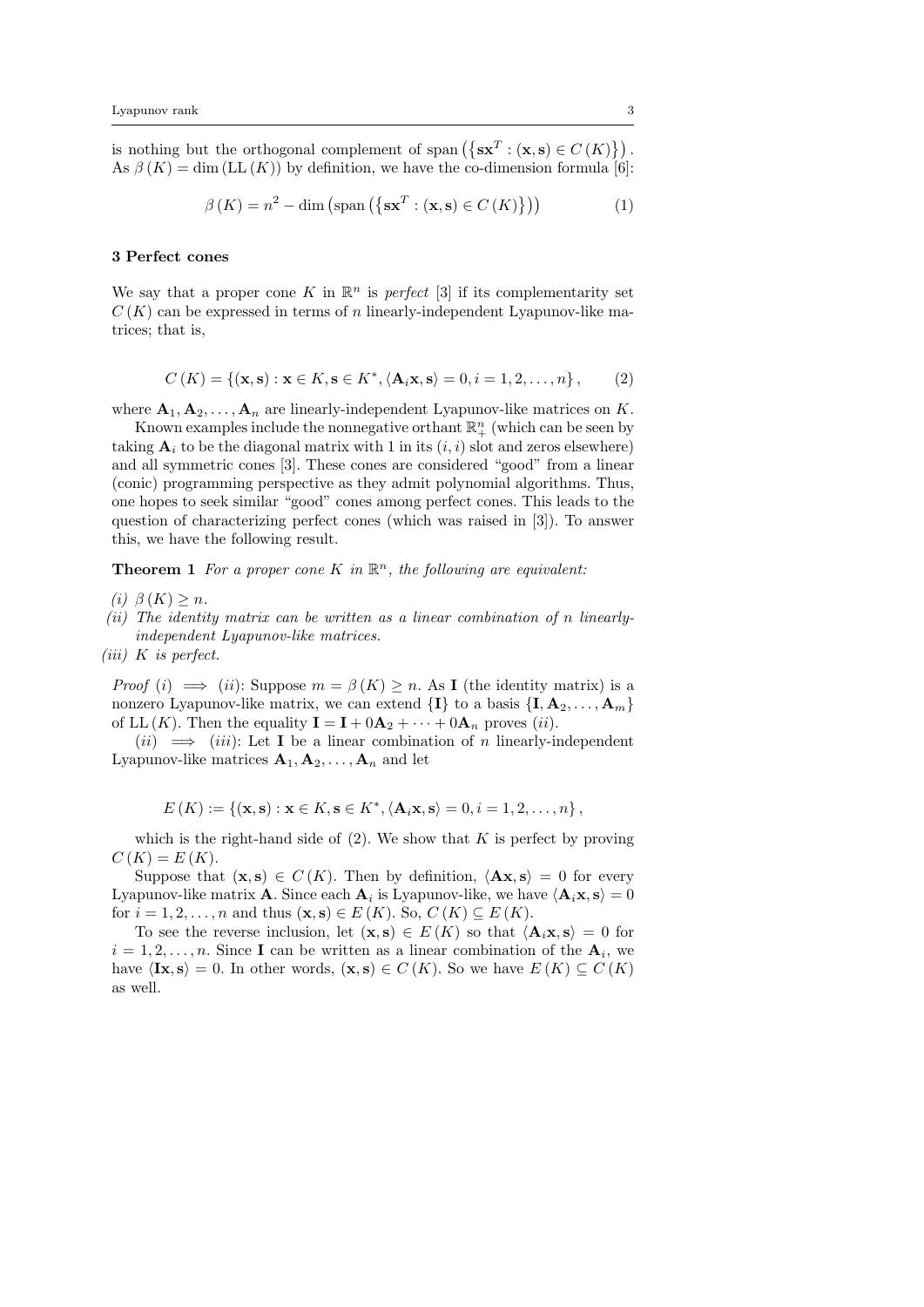is nothing but the orthogonal complement of $\mathrm{span}\left(\left\{\mathbf{s}\mathbf{x}^T : (\mathbf{x},\mathbf{s}) \in C(K)\right\}\right)$. As $\beta(K) = \dim(\mathrm{LL}(K))$ by definition, we have the co-dimension formula [6]:

$$\beta(K) = n^2 - \dim\left(\mathrm{span}\left(\left\{\mathbf{s}\mathbf{x}^T : (\mathbf{x},\mathbf{s}) \in C(K)\right\}\right)\right) \tag{1}$$

## 3 Perfect cones

We say that a proper cone $K$ in $\mathbb{R}^n$ is *perfect* [3] if its complementarity set $C(K)$ can be expressed in terms of $n$ linearly-independent Lyapunov-like matrices; that is,

$$C(K) = \left\{(\mathbf{x},\mathbf{s}) : \mathbf{x} \in K, \mathbf{s} \in K^*, \langle \mathbf{A}_i\mathbf{x}, \mathbf{s}\rangle = 0, i = 1, 2, \ldots, n\right\}, \tag{2}$$

where $\mathbf{A}_1, \mathbf{A}_2, \ldots, \mathbf{A}_n$ are linearly-independent Lyapunov-like matrices on $K$.

Known examples include the nonnegative orthant $\mathbb{R}^n_+$ (which can be seen by taking $\mathbf{A}_i$ to be the diagonal matrix with 1 in its $(i,i)$ slot and zeros elsewhere) and all symmetric cones [3]. These cones are considered "good" from a linear (conic) programming perspective as they admit polynomial algorithms. Thus, one hopes to seek similar "good" cones among perfect cones. This leads to the question of characterizing perfect cones (which was raised in [3]). To answer this, we have the following result.

**Theorem 1** *For a proper cone $K$ in $\mathbb{R}^n$, the following are equivalent:*

*(i)* $\beta(K) \geq n$.
*(ii) The identity matrix can be written as a linear combination of $n$ linearly-independent Lyapunov-like matrices.*
*(iii) $K$ is perfect.*

*Proof* (*i*) $\implies$ (*ii*): Suppose $m = \beta(K) \geq n$. As $\mathbf{I}$ (the identity matrix) is a nonzero Lyapunov-like matrix, we can extend $\{\mathbf{I}\}$ to a basis $\{\mathbf{I}, \mathbf{A}_2, \ldots, \mathbf{A}_m\}$ of $\mathrm{LL}(K)$. Then the equality $\mathbf{I} = \mathbf{I} + 0\mathbf{A}_2 + \cdots + 0\mathbf{A}_n$ proves (*ii*).

(*ii*) $\implies$ (*iii*): Let $\mathbf{I}$ be a linear combination of $n$ linearly-independent Lyapunov-like matrices $\mathbf{A}_1, \mathbf{A}_2, \ldots, \mathbf{A}_n$ and let

$$E(K) := \left\{(\mathbf{x},\mathbf{s}) : \mathbf{x} \in K, \mathbf{s} \in K^*, \langle \mathbf{A}_i\mathbf{x}, \mathbf{s}\rangle = 0, i = 1, 2, \ldots, n\right\},$$

which is the right-hand side of (2). We show that $K$ is perfect by proving $C(K) = E(K)$.

Suppose that $(\mathbf{x},\mathbf{s}) \in C(K)$. Then by definition, $\langle \mathbf{A}\mathbf{x}, \mathbf{s}\rangle = 0$ for every Lyapunov-like matrix $\mathbf{A}$. Since each $\mathbf{A}_i$ is Lyapunov-like, we have $\langle \mathbf{A}_i\mathbf{x}, \mathbf{s}\rangle = 0$ for $i = 1, 2, \ldots, n$ and thus $(\mathbf{x},\mathbf{s}) \in E(K)$. So, $C(K) \subseteq E(K)$.

To see the reverse inclusion, let $(\mathbf{x},\mathbf{s}) \in E(K)$ so that $\langle \mathbf{A}_i\mathbf{x}, \mathbf{s}\rangle = 0$ for $i = 1, 2, \ldots, n$. Since $\mathbf{I}$ can be written as a linear combination of the $\mathbf{A}_i$, we have $\langle \mathbf{I}\mathbf{x}, \mathbf{s}\rangle = 0$. In other words, $(\mathbf{x},\mathbf{s}) \in C(K)$. So we have $E(K) \subseteq C(K)$ as well.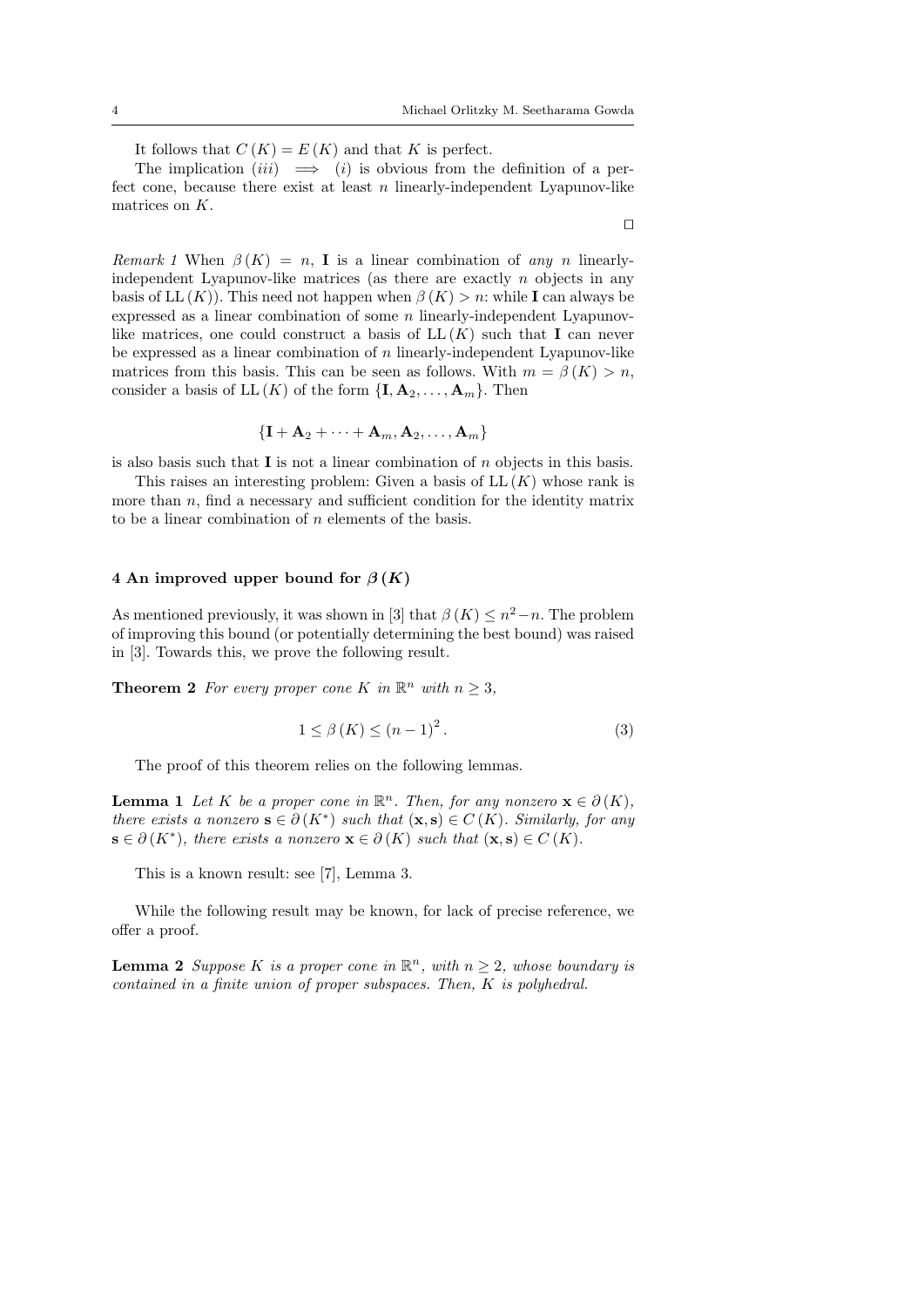It follows that $C(K) = E(K)$ and that $K$ is perfect.

The implication $(iii) \implies (i)$ is obvious from the definition of a perfect cone, because there exist at least $n$ linearly-independent Lyapunov-like matrices on $K$.

$\square$

*Remark 1* When $\beta(K) = n$, $\mathbf{I}$ is a linear combination of *any* $n$ linearly-independent Lyapunov-like matrices (as there are exactly $n$ objects in any basis of $\mathrm{LL}(K)$). This need not happen when $\beta(K) > n$: while $\mathbf{I}$ can always be expressed as a linear combination of some $n$ linearly-independent Lyapunov-like matrices, one could construct a basis of $\mathrm{LL}(K)$ such that $\mathbf{I}$ can never be expressed as a linear combination of $n$ linearly-independent Lyapunov-like matrices from this basis. This can be seen as follows. With $m = \beta(K) > n$, consider a basis of $\mathrm{LL}(K)$ of the form $\{\mathbf{I}, \mathbf{A}_2, \ldots, \mathbf{A}_m\}$. Then

$$\{\mathbf{I} + \mathbf{A}_2 + \cdots + \mathbf{A}_m, \mathbf{A}_2, \ldots, \mathbf{A}_m\}$$

is also basis such that $\mathbf{I}$ is not a linear combination of $n$ objects in this basis.

This raises an interesting problem: Given a basis of $\mathrm{LL}(K)$ whose rank is more than $n$, find a necessary and sufficient condition for the identity matrix to be a linear combination of $n$ elements of the basis.

## 4 An improved upper bound for $\beta(K)$

As mentioned previously, it was shown in [3] that $\beta(K) \le n^2 - n$. The problem of improving this bound (or potentially determining the best bound) was raised in [3]. Towards this, we prove the following result.

**Theorem 2** *For every proper cone $K$ in $\mathbb{R}^n$ with $n \ge 3$,*

$$1 \le \beta(K) \le (n-1)^2. \tag{3}$$

The proof of this theorem relies on the following lemmas.

**Lemma 1** *Let $K$ be a proper cone in $\mathbb{R}^n$. Then, for any nonzero $\mathbf{x} \in \partial(K)$, there exists a nonzero $\mathbf{s} \in \partial(K^*)$ such that $(\mathbf{x}, \mathbf{s}) \in C(K)$. Similarly, for any $\mathbf{s} \in \partial(K^*)$, there exists a nonzero $\mathbf{x} \in \partial(K)$ such that $(\mathbf{x}, \mathbf{s}) \in C(K)$.*

This is a known result: see [7], Lemma 3.

While the following result may be known, for lack of precise reference, we offer a proof.

**Lemma 2** *Suppose $K$ is a proper cone in $\mathbb{R}^n$, with $n \ge 2$, whose boundary is contained in a finite union of proper subspaces. Then, $K$ is polyhedral.*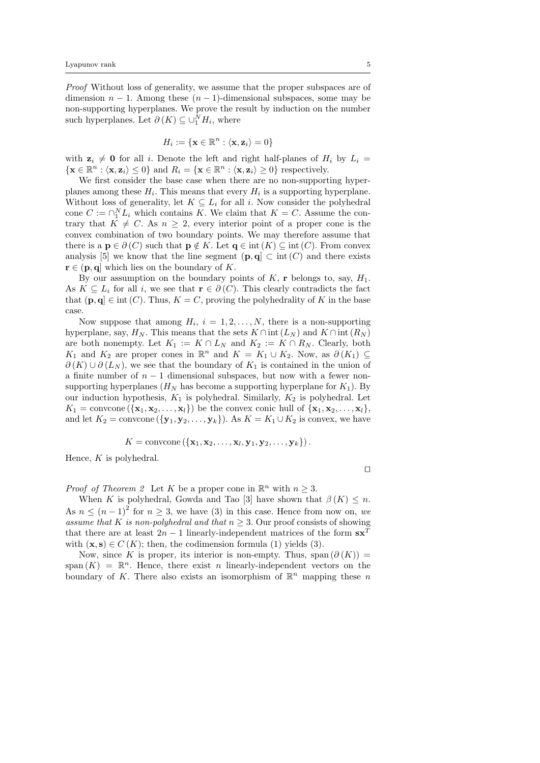*Proof* Without loss of generality, we assume that the proper subspaces are of dimension $n-1$. Among these $(n-1)$-dimensional subspaces, some may be non-supporting hyperplanes. We prove the result by induction on the number such hyperplanes. Let $\partial(K) \subseteq \cup_1^N H_i$, where

$$H_i := \{\mathbf{x} \in \mathbb{R}^n : \langle \mathbf{x}, \mathbf{z}_i \rangle = 0\}$$

with $\mathbf{z}_i \neq \mathbf{0}$ for all $i$. Denote the left and right half-planes of $H_i$ by $L_i = \{\mathbf{x} \in \mathbb{R}^n : \langle \mathbf{x}, \mathbf{z}_i \rangle \leq 0\}$ and $R_i = \{\mathbf{x} \in \mathbb{R}^n : \langle \mathbf{x}, \mathbf{z}_i \rangle \geq 0\}$ respectively.

We first consider the base case when there are no non-supporting hyperplanes among these $H_i$. This means that every $H_i$ is a supporting hyperplane. Without loss of generality, let $K \subseteq L_i$ for all $i$. Now consider the polyhedral cone $C := \cap_1^N L_i$ which contains $K$. We claim that $K = C$. Assume the contrary that $K \neq C$. As $n \geq 2$, every interior point of a proper cone is the convex combination of two boundary points. We may therefore assume that there is a $\mathbf{p} \in \partial(C)$ such that $\mathbf{p} \notin K$. Let $\mathbf{q} \in \operatorname{int}(K) \subseteq \operatorname{int}(C)$. From convex analysis [5] we know that the line segment $(\mathbf{p}, \mathbf{q}] \subset \operatorname{int}(C)$ and there exists $\mathbf{r} \in (\mathbf{p}, \mathbf{q}]$ which lies on the boundary of $K$.

By our assumption on the boundary points of $K$, $\mathbf{r}$ belongs to, say, $H_1$. As $K \subseteq L_i$ for all $i$, we see that $\mathbf{r} \in \partial(C)$. This clearly contradicts the fact that $(\mathbf{p}, \mathbf{q}] \in \operatorname{int}(C)$. Thus, $K = C$, proving the polyhedrality of $K$ in the base case.

Now suppose that among $H_i$, $i = 1, 2, \ldots, N$, there is a non-supporting hyperplane, say, $H_N$. This means that the sets $K \cap \operatorname{int}(L_N)$ and $K \cap \operatorname{int}(R_N)$ are both nonempty. Let $K_1 := K \cap L_N$ and $K_2 := K \cap R_N$. Clearly, both $K_1$ and $K_2$ are proper cones in $\mathbb{R}^n$ and $K = K_1 \cup K_2$. Now, as $\partial(K_1) \subseteq \partial(K) \cup \partial(L_N)$, we see that the boundary of $K_1$ is contained in the union of a finite number of $n-1$ dimensional subspaces, but now with a fewer non-supporting hyperplanes ($H_N$ has become a supporting hyperplane for $K_1$). By our induction hypothesis, $K_1$ is polyhedral. Similarly, $K_2$ is polyhedral. Let $K_1 = \operatorname{convcone}(\{\mathbf{x}_1, \mathbf{x}_2, \ldots, \mathbf{x}_l\})$ be the convex conic hull of $\{\mathbf{x}_1, \mathbf{x}_2, \ldots, \mathbf{x}_l\}$, and let $K_2 = \operatorname{convcone}(\{\mathbf{y}_1, \mathbf{y}_2, \ldots, \mathbf{y}_k\})$. As $K = K_1 \cup K_2$ is convex, we have

$$K = \operatorname{convcone}(\{\mathbf{x}_1, \mathbf{x}_2, \ldots, \mathbf{x}_l, \mathbf{y}_1, \mathbf{y}_2, \ldots, \mathbf{y}_k\}).$$

Hence, $K$ is polyhedral.

□

*Proof of Theorem 2* Let $K$ be a proper cone in $\mathbb{R}^n$ with $n \geq 3$.

When $K$ is polyhedral, Gowda and Tao [3] have shown that $\beta(K) \leq n$. As $n \leq (n-1)^2$ for $n \geq 3$, we have (3) in this case. Hence from now on, *we assume that $K$ is non-polyhedral and that $n \geq 3$.* Our proof consists of showing that there are at least $2n-1$ linearly-independent matrices of the form $\mathbf{s}\mathbf{x}^T$ with $(\mathbf{x}, \mathbf{s}) \in C(K)$; then, the codimension formula (1) yields (3).

Now, since $K$ is proper, its interior is non-empty. Thus, $\operatorname{span}(\partial(K)) = \operatorname{span}(K) = \mathbb{R}^n$. Hence, there exist $n$ linearly-independent vectors on the boundary of $K$. There also exists an isomorphism of $\mathbb{R}^n$ mapping these $n$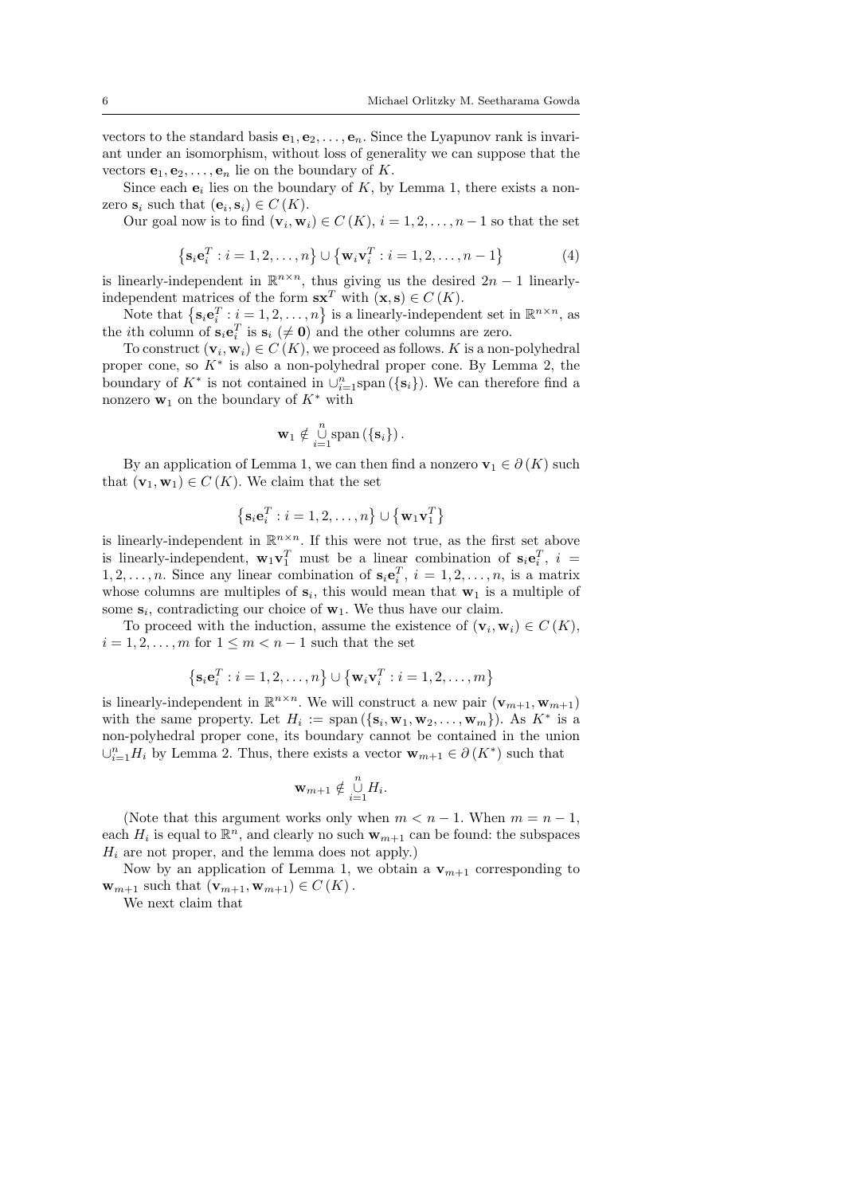vectors to the standard basis $\mathbf{e}_1, \mathbf{e}_2, \ldots, \mathbf{e}_n$. Since the Lyapunov rank is invariant under an isomorphism, without loss of generality we can suppose that the vectors $\mathbf{e}_1, \mathbf{e}_2, \ldots, \mathbf{e}_n$ lie on the boundary of $K$.

Since each $\mathbf{e}_i$ lies on the boundary of $K$, by Lemma 1, there exists a nonzero $\mathbf{s}_i$ such that $(\mathbf{e}_i, \mathbf{s}_i) \in C(K)$.

Our goal now is to find $(\mathbf{v}_i, \mathbf{w}_i) \in C(K)$, $i = 1, 2, \ldots, n-1$ so that the set

$$\left\{\mathbf{s}_i \mathbf{e}_i^T : i = 1, 2, \ldots, n\right\} \cup \left\{\mathbf{w}_i \mathbf{v}_i^T : i = 1, 2, \ldots, n-1\right\} \tag{4}$$

is linearly-independent in $\mathbb{R}^{n \times n}$, thus giving us the desired $2n-1$ linearly-independent matrices of the form $\mathbf{s}\mathbf{x}^T$ with $(\mathbf{x}, \mathbf{s}) \in C(K)$.

Note that $\left\{\mathbf{s}_i \mathbf{e}_i^T : i = 1, 2, \ldots, n\right\}$ is a linearly-independent set in $\mathbb{R}^{n \times n}$, as the $i$th column of $\mathbf{s}_i \mathbf{e}_i^T$ is $\mathbf{s}_i$ ($\neq \mathbf{0}$) and the other columns are zero.

To construct $(\mathbf{v}_i, \mathbf{w}_i) \in C(K)$, we proceed as follows. $K$ is a non-polyhedral proper cone, so $K^*$ is also a non-polyhedral proper cone. By Lemma 2, the boundary of $K^*$ is not contained in $\cup_{i=1}^n \operatorname{span}(\{\mathbf{s}_i\})$. We can therefore find a nonzero $\mathbf{w}_1$ on the boundary of $K^*$ with

$$\mathbf{w}_1 \notin \bigcup_{i=1}^n \operatorname{span}(\{\mathbf{s}_i\}).$$

By an application of Lemma 1, we can then find a nonzero $\mathbf{v}_1 \in \partial(K)$ such that $(\mathbf{v}_1, \mathbf{w}_1) \in C(K)$. We claim that the set

$$\left\{\mathbf{s}_i \mathbf{e}_i^T : i = 1, 2, \ldots, n\right\} \cup \left\{\mathbf{w}_1 \mathbf{v}_1^T\right\}$$

is linearly-independent in $\mathbb{R}^{n \times n}$. If this were not true, as the first set above is linearly-independent, $\mathbf{w}_1 \mathbf{v}_1^T$ must be a linear combination of $\mathbf{s}_i \mathbf{e}_i^T$, $i = 1, 2, \ldots, n$. Since any linear combination of $\mathbf{s}_i \mathbf{e}_i^T$, $i = 1, 2, \ldots, n$, is a matrix whose columns are multiples of $\mathbf{s}_i$, this would mean that $\mathbf{w}_1$ is a multiple of some $\mathbf{s}_i$, contradicting our choice of $\mathbf{w}_1$. We thus have our claim.

To proceed with the induction, assume the existence of $(\mathbf{v}_i, \mathbf{w}_i) \in C(K)$, $i = 1, 2, \ldots, m$ for $1 \leq m < n-1$ such that the set

$$\left\{\mathbf{s}_i \mathbf{e}_i^T : i = 1, 2, \ldots, n\right\} \cup \left\{\mathbf{w}_i \mathbf{v}_i^T : i = 1, 2, \ldots, m\right\}$$

is linearly-independent in $\mathbb{R}^{n \times n}$. We will construct a new pair $(\mathbf{v}_{m+1}, \mathbf{w}_{m+1})$ with the same property. Let $H_i := \operatorname{span}(\{\mathbf{s}_i, \mathbf{w}_1, \mathbf{w}_2, \ldots, \mathbf{w}_m\})$. As $K^*$ is a non-polyhedral proper cone, its boundary cannot be contained in the union $\cup_{i=1}^n H_i$ by Lemma 2. Thus, there exists a vector $\mathbf{w}_{m+1} \in \partial(K^*)$ such that

$$\mathbf{w}_{m+1} \notin \bigcup_{i=1}^n H_i.$$

(Note that this argument works only when $m < n-1$. When $m = n-1$, each $H_i$ is equal to $\mathbb{R}^n$, and clearly no such $\mathbf{w}_{m+1}$ can be found: the subspaces $H_i$ are not proper, and the lemma does not apply.)

Now by an application of Lemma 1, we obtain a $\mathbf{v}_{m+1}$ corresponding to $\mathbf{w}_{m+1}$ such that $(\mathbf{v}_{m+1}, \mathbf{w}_{m+1}) \in C(K)$.

We next claim that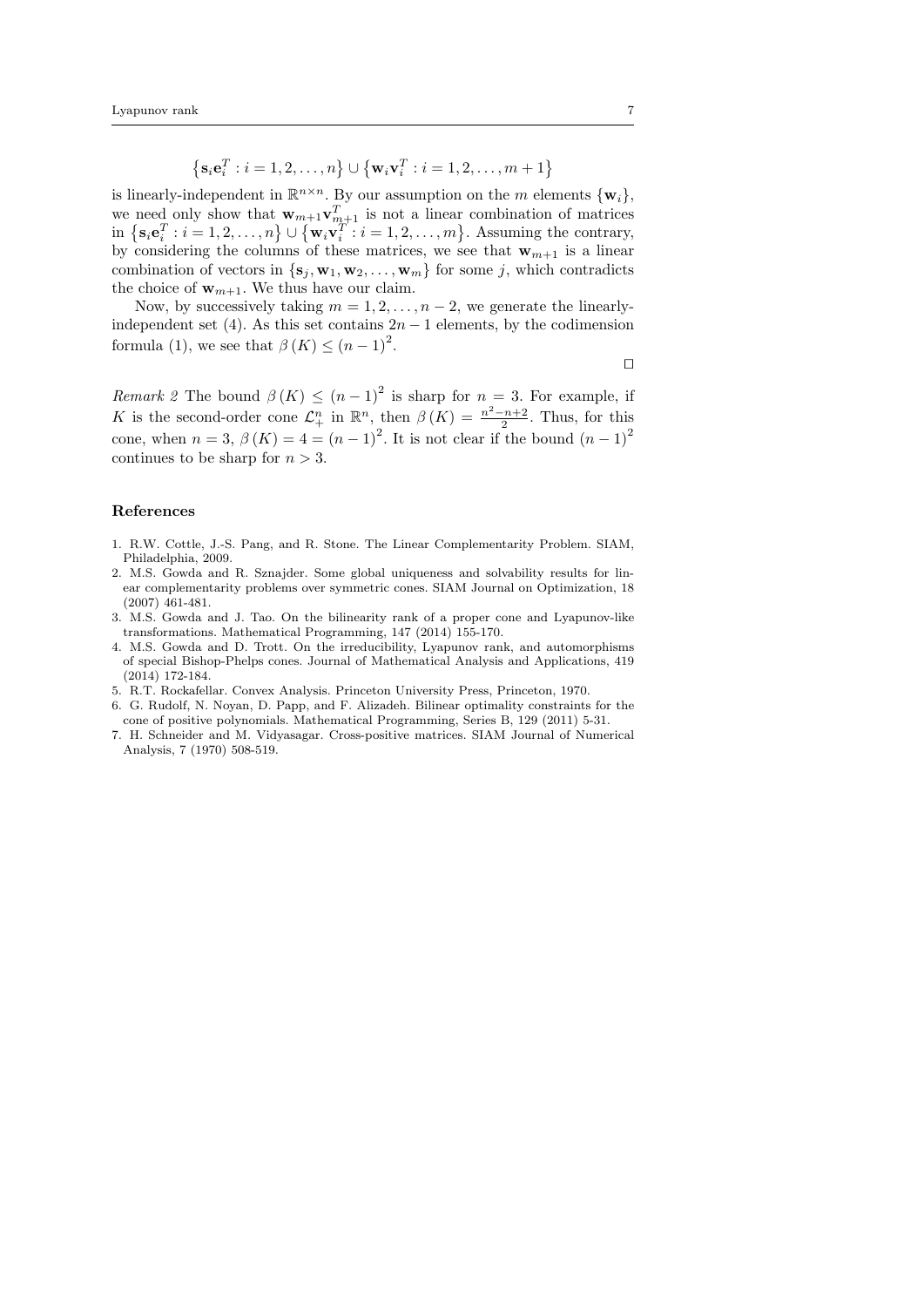$$\left\{\mathbf{s}_i\mathbf{e}_i^T : i = 1, 2, \ldots, n\right\} \cup \left\{\mathbf{w}_i\mathbf{v}_i^T : i = 1, 2, \ldots, m+1\right\}$$

is linearly-independent in $\mathbb{R}^{n\times n}$. By our assumption on the $m$ elements $\{\mathbf{w}_i\}$, we need only show that $\mathbf{w}_{m+1}\mathbf{v}_{m+1}^T$ is not a linear combination of matrices in $\left\{\mathbf{s}_i\mathbf{e}_i^T : i = 1, 2, \ldots, n\right\} \cup \left\{\mathbf{w}_i\mathbf{v}_i^T : i = 1, 2, \ldots, m\right\}$. Assuming the contrary, by considering the columns of these matrices, we see that $\mathbf{w}_{m+1}$ is a linear combination of vectors in $\{\mathbf{s}_j, \mathbf{w}_1, \mathbf{w}_2, \ldots, \mathbf{w}_m\}$ for some $j$, which contradicts the choice of $\mathbf{w}_{m+1}$. We thus have our claim.

Now, by successively taking $m = 1, 2, \ldots, n-2$, we generate the linearly-independent set (4). As this set contains $2n-1$ elements, by the codimension formula (1), we see that $\beta(K) \leq (n-1)^2$.

$\square$

*Remark 2* The bound $\beta(K) \leq (n-1)^2$ is sharp for $n = 3$. For example, if $K$ is the second-order cone $\mathcal{L}_+^n$ in $\mathbb{R}^n$, then $\beta(K) = \frac{n^2-n+2}{2}$. Thus, for this cone, when $n = 3$, $\beta(K) = 4 = (n-1)^2$. It is not clear if the bound $(n-1)^2$ continues to be sharp for $n > 3$.

## References

1. R.W. Cottle, J.-S. Pang, and R. Stone. The Linear Complementarity Problem. SIAM, Philadelphia, 2009.
2. M.S. Gowda and R. Sznajder. Some global uniqueness and solvability results for linear complementarity problems over symmetric cones. SIAM Journal on Optimization, 18 (2007) 461-481.
3. M.S. Gowda and J. Tao. On the bilinearity rank of a proper cone and Lyapunov-like transformations. Mathematical Programming, 147 (2014) 155-170.
4. M.S. Gowda and D. Trott. On the irreducibility, Lyapunov rank, and automorphisms of special Bishop-Phelps cones. Journal of Mathematical Analysis and Applications, 419 (2014) 172-184.
5. R.T. Rockafellar. Convex Analysis. Princeton University Press, Princeton, 1970.
6. G. Rudolf, N. Noyan, D. Papp, and F. Alizadeh. Bilinear optimality constraints for the cone of positive polynomials. Mathematical Programming, Series B, 129 (2011) 5-31.
7. H. Schneider and M. Vidyasagar. Cross-positive matrices. SIAM Journal of Numerical Analysis, 7 (1970) 508-519.